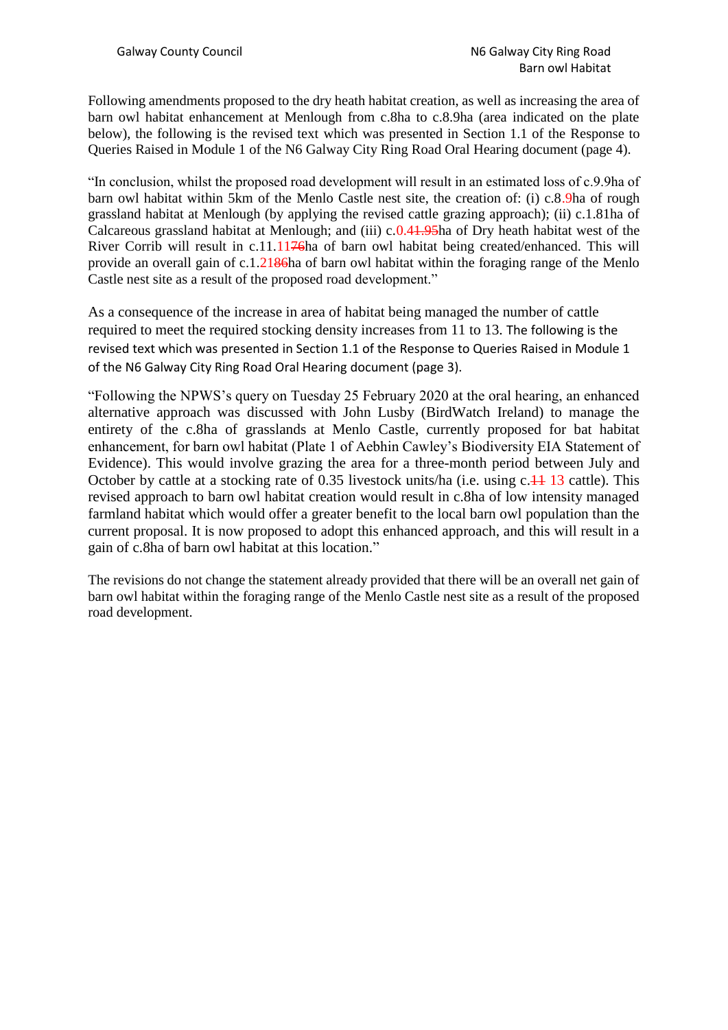Following amendments proposed to the dry heath habitat creation, as well as increasing the area of barn owl habitat enhancement at Menlough from c.8ha to c.8.9ha (area indicated on the plate below), the following is the revised text which was presented in Section 1.1 of the Response to Queries Raised in Module 1 of the N6 Galway City Ring Road Oral Hearing document (page 4).

"In conclusion, whilst the proposed road development will result in an estimated loss of c.9.9ha of barn owl habitat within 5km of the Menlo Castle nest site, the creation of: (i) c.8.9ha of rough grassland habitat at Menlough (by applying the revised cattle grazing approach); (ii) c.1.81ha of Calcareous grassland habitat at Menlough; and (iii) c.0.4~~1.95~~ha of Dry heath habitat west of the River Corrib will result in c.11.11~~76~~ha of barn owl habitat being created/enhanced. This will provide an overall gain of c.1.21~~86~~ha of barn owl habitat within the foraging range of the Menlo Castle nest site as a result of the proposed road development."

As a consequence of the increase in area of habitat being managed the number of cattle required to meet the required stocking density increases from 11 to 13. The following is the revised text which was presented in Section 1.1 of the Response to Queries Raised in Module 1 of the N6 Galway City Ring Road Oral Hearing document (page 3).

"Following the NPWS's query on Tuesday 25 February 2020 at the oral hearing, an enhanced alternative approach was discussed with John Lusby (BirdWatch Ireland) to manage the entirety of the c.8ha of grasslands at Menlo Castle, currently proposed for bat habitat enhancement, for barn owl habitat (Plate 1 of Aebhin Cawley's Biodiversity EIA Statement of Evidence). This would involve grazing the area for a three-month period between July and October by cattle at a stocking rate of 0.35 livestock units/ha (i.e. using c.~~11~~ 13 cattle). This revised approach to barn owl habitat creation would result in c.8ha of low intensity managed farmland habitat which would offer a greater benefit to the local barn owl population than the current proposal. It is now proposed to adopt this enhanced approach, and this will result in a gain of c.8ha of barn owl habitat at this location."

The revisions do not change the statement already provided that there will be an overall net gain of barn owl habitat within the foraging range of the Menlo Castle nest site as a result of the proposed road development.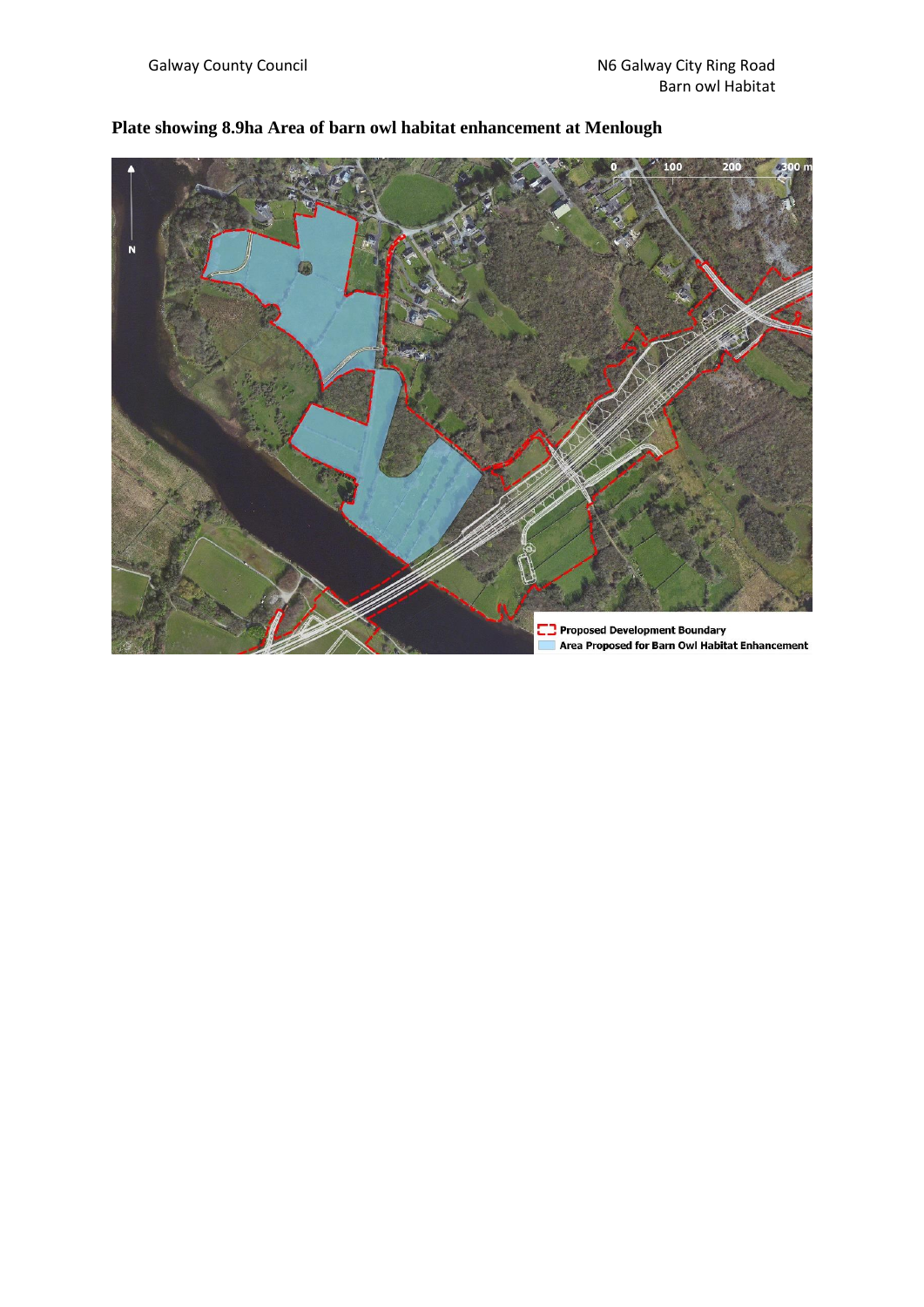**Plate showing 8.9ha Area of barn owl habitat enhancement at Menlough**

N

0 100 200 300 m

Proposed Development Boundary

Area Proposed for Barn Owl Habitat Enhancement